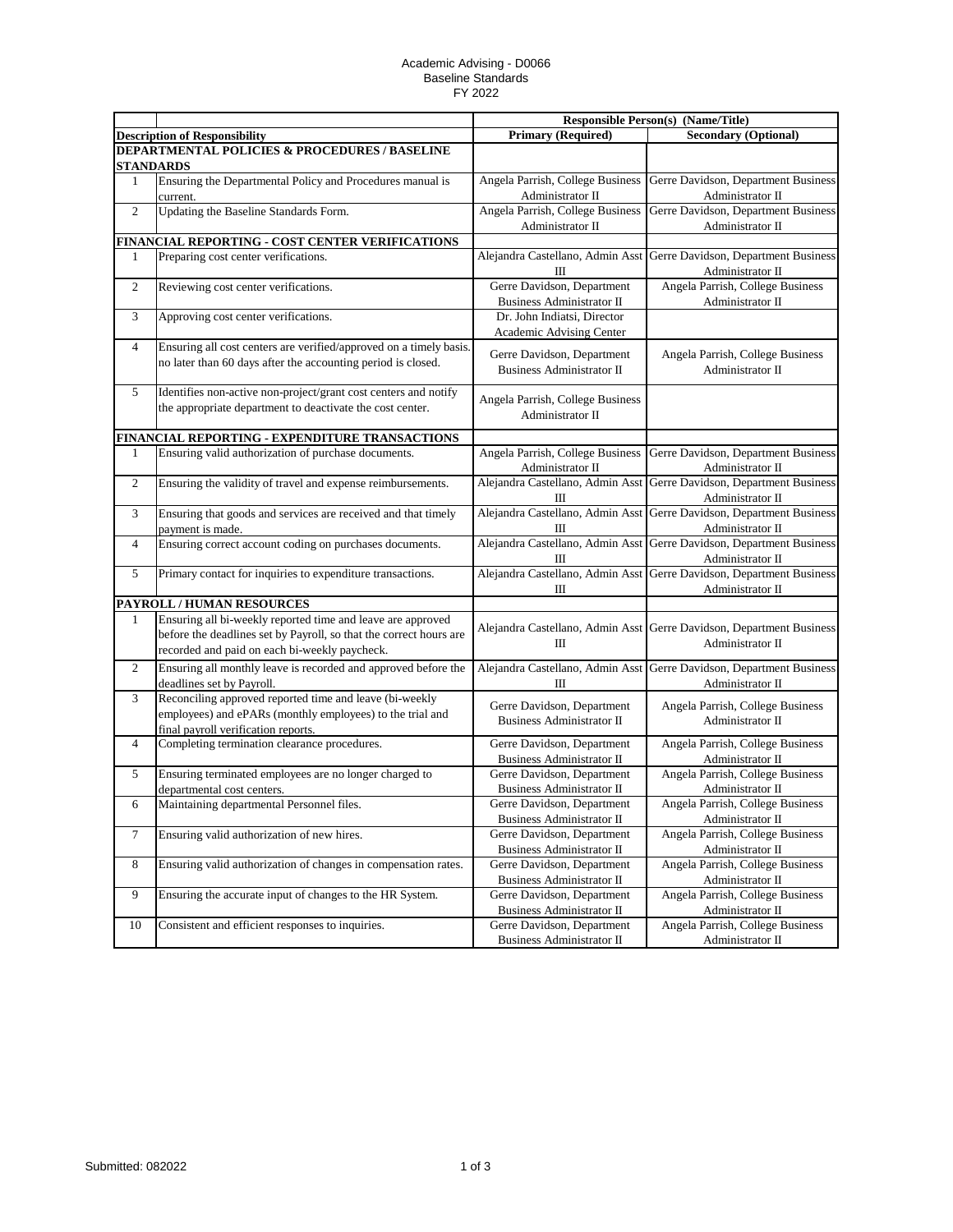Academic Advising - D0066
Baseline Standards
FY 2022

| | | Responsible Person(s) (Name/Title) | |
|---|---|---|---|
| **Description of Responsibility** | | **Primary (Required)** | **Secondary (Optional)** |
| **DEPARTMENTAL POLICIES & PROCEDURES / BASELINE STANDARDS** | | | |
| 1 | Ensuring the Departmental Policy and Procedures manual is current. | Angela Parrish, College Business Administrator II | Gerre Davidson, Department Business Administrator II |
| 2 | Updating the Baseline Standards Form. | Angela Parrish, College Business Administrator II | Gerre Davidson, Department Business Administrator II |
| **FINANCIAL REPORTING - COST CENTER VERIFICATIONS** | | | |
| 1 | Preparing cost center verifications. | Alejandra Castellano, Admin Asst III | Gerre Davidson, Department Business Administrator II |
| 2 | Reviewing cost center verifications. | Gerre Davidson, Department Business Administrator II | Angela Parrish, College Business Administrator II |
| 3 | Approving cost center verifications. | Dr. John Indiatsi, Director Academic Advising Center | |
| 4 | Ensuring all cost centers are verified/approved on a timely basis. no later than 60 days after the accounting period is closed. | Gerre Davidson, Department Business Administrator II | Angela Parrish, College Business Administrator II |
| 5 | Identifies non-active non-project/grant cost centers and notify the appropriate department to deactivate the cost center. | Angela Parrish, College Business Administrator II | |
| **FINANCIAL REPORTING - EXPENDITURE TRANSACTIONS** | | | |
| 1 | Ensuring valid authorization of purchase documents. | Angela Parrish, College Business Administrator II | Gerre Davidson, Department Business Administrator II |
| 2 | Ensuring the validity of travel and expense reimbursements. | Alejandra Castellano, Admin Asst III | Gerre Davidson, Department Business Administrator II |
| 3 | Ensuring that goods and services are received and that timely payment is made. | Alejandra Castellano, Admin Asst III | Gerre Davidson, Department Business Administrator II |
| 4 | Ensuring correct account coding on purchases documents. | Alejandra Castellano, Admin Asst III | Gerre Davidson, Department Business Administrator II |
| 5 | Primary contact for inquiries to expenditure transactions. | Alejandra Castellano, Admin Asst III | Gerre Davidson, Department Business Administrator II |
| **PAYROLL / HUMAN RESOURCES** | | | |
| 1 | Ensuring all bi-weekly reported time and leave are approved before the deadlines set by Payroll, so that the correct hours are recorded and paid on each bi-weekly paycheck. | Alejandra Castellano, Admin Asst III | Gerre Davidson, Department Business Administrator II |
| 2 | Ensuring all monthly leave is recorded and approved before the deadlines set by Payroll. | Alejandra Castellano, Admin Asst III | Gerre Davidson, Department Business Administrator II |
| 3 | Reconciling approved reported time and leave (bi-weekly employees) and ePARs (monthly employees) to the trial and final payroll verification reports. | Gerre Davidson, Department Business Administrator II | Angela Parrish, College Business Administrator II |
| 4 | Completing termination clearance procedures. | Gerre Davidson, Department Business Administrator II | Angela Parrish, College Business Administrator II |
| 5 | Ensuring terminated employees are no longer charged to departmental cost centers. | Gerre Davidson, Department Business Administrator II | Angela Parrish, College Business Administrator II |
| 6 | Maintaining departmental Personnel files. | Gerre Davidson, Department Business Administrator II | Angela Parrish, College Business Administrator II |
| 7 | Ensuring valid authorization of new hires. | Gerre Davidson, Department Business Administrator II | Angela Parrish, College Business Administrator II |
| 8 | Ensuring valid authorization of changes in compensation rates. | Gerre Davidson, Department Business Administrator II | Angela Parrish, College Business Administrator II |
| 9 | Ensuring the accurate input of changes to the HR System. | Gerre Davidson, Department Business Administrator II | Angela Parrish, College Business Administrator II |
| 10 | Consistent and efficient responses to inquiries. | Gerre Davidson, Department Business Administrator II | Angela Parrish, College Business Administrator II |

Submitted: 082022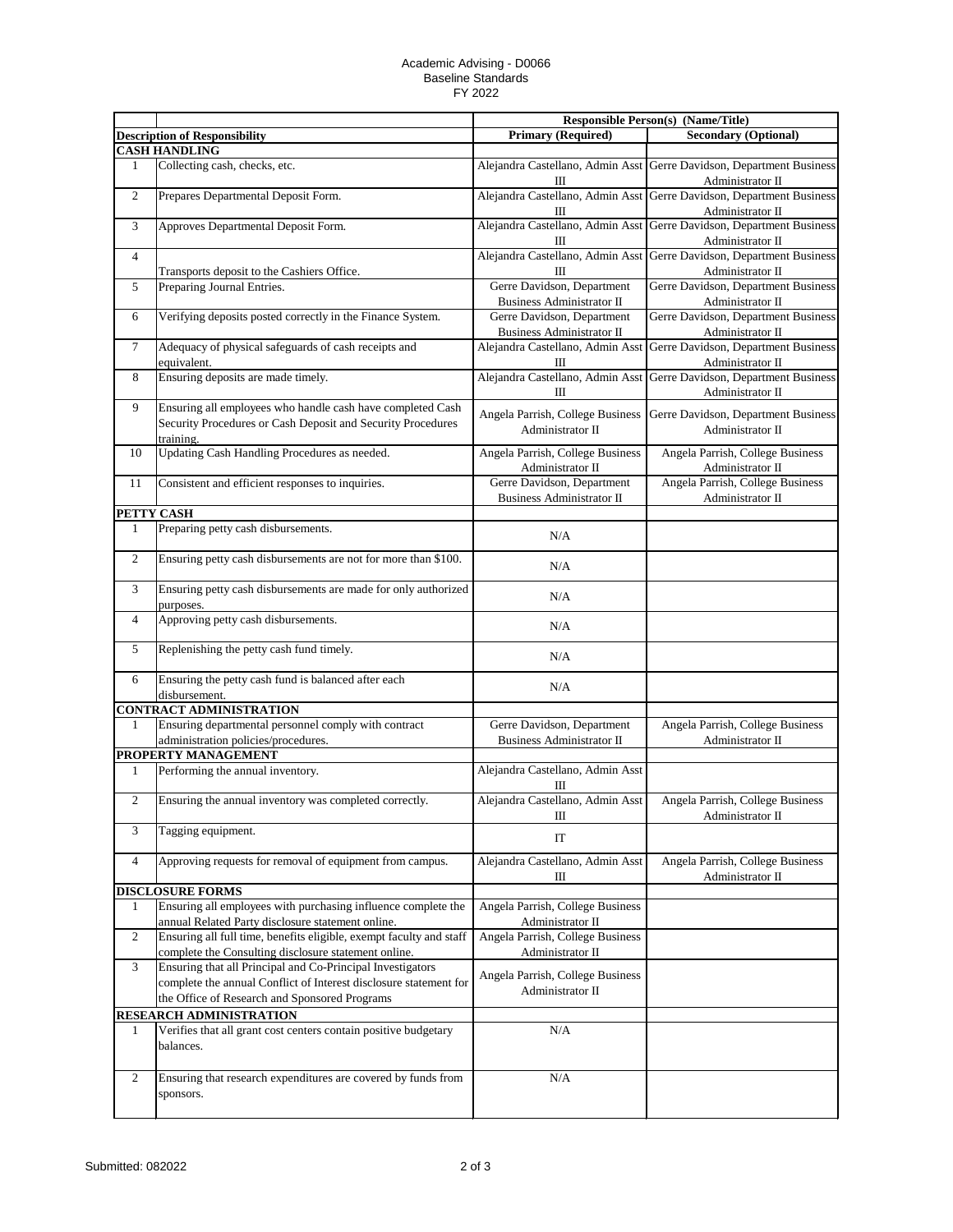Academic Advising - D0066
Baseline Standards
FY 2022

| | | Responsible Person(s) (Name/Title) | |
|---|---|---|---|
| **Description of Responsibility** | | **Primary (Required)** | **Secondary (Optional)** |
| **CASH HANDLING** | | | |
| 1 | Collecting cash, checks, etc. | Alejandra Castellano, Admin Asst III | Gerre Davidson, Department Business Administrator II |
| 2 | Prepares Departmental Deposit Form. | Alejandra Castellano, Admin Asst III | Gerre Davidson, Department Business Administrator II |
| 3 | Approves Departmental Deposit Form. | Alejandra Castellano, Admin Asst III | Gerre Davidson, Department Business Administrator II |
| 4 | Transports deposit to the Cashiers Office. | Alejandra Castellano, Admin Asst III | Gerre Davidson, Department Business Administrator II |
| 5 | Preparing Journal Entries. | Gerre Davidson, Department Business Administrator II | Gerre Davidson, Department Business Administrator II |
| 6 | Verifying deposits posted correctly in the Finance System. | Gerre Davidson, Department Business Administrator II | Gerre Davidson, Department Business Administrator II |
| 7 | Adequacy of physical safeguards of cash receipts and equivalent. | Alejandra Castellano, Admin Asst III | Gerre Davidson, Department Business Administrator II |
| 8 | Ensuring deposits are made timely. | Alejandra Castellano, Admin Asst III | Gerre Davidson, Department Business Administrator II |
| 9 | Ensuring all employees who handle cash have completed Cash Security Procedures or Cash Deposit and Security Procedures training. | Angela Parrish, College Business Administrator II | Gerre Davidson, Department Business Administrator II |
| 10 | Updating Cash Handling Procedures as needed. | Angela Parrish, College Business Administrator II | Angela Parrish, College Business Administrator II |
| 11 | Consistent and efficient responses to inquiries. | Gerre Davidson, Department Business Administrator II | Angela Parrish, College Business Administrator II |
| **PETTY CASH** | | | |
| 1 | Preparing petty cash disbursements. | N/A | |
| 2 | Ensuring petty cash disbursements are not for more than $100. | N/A | |
| 3 | Ensuring petty cash disbursements are made for only authorized purposes. | N/A | |
| 4 | Approving petty cash disbursements. | N/A | |
| 5 | Replenishing the petty cash fund timely. | N/A | |
| 6 | Ensuring the petty cash fund is balanced after each disbursement. | N/A | |
| **CONTRACT ADMINISTRATION** | | | |
| 1 | Ensuring departmental personnel comply with contract administration policies/procedures. | Gerre Davidson, Department Business Administrator II | Angela Parrish, College Business Administrator II |
| **PROPERTY MANAGEMENT** | | | |
| 1 | Performing the annual inventory. | Alejandra Castellano, Admin Asst III | |
| 2 | Ensuring the annual inventory was completed correctly. | Alejandra Castellano, Admin Asst III | Angela Parrish, College Business Administrator II |
| 3 | Tagging equipment. | IT | |
| 4 | Approving requests for removal of equipment from campus. | Alejandra Castellano, Admin Asst III | Angela Parrish, College Business Administrator II |
| **DISCLOSURE FORMS** | | | |
| 1 | Ensuring all employees with purchasing influence complete the annual Related Party disclosure statement online. | Angela Parrish, College Business Administrator II | |
| 2 | Ensuring all full time, benefits eligible, exempt faculty and staff complete the Consulting disclosure statement online. | Angela Parrish, College Business Administrator II | |
| 3 | Ensuring that all Principal and Co-Principal Investigators complete the annual Conflict of Interest disclosure statement for the Office of Research and Sponsored Programs | Angela Parrish, College Business Administrator II | |
| **RESEARCH ADMINISTRATION** | | | |
| 1 | Verifies that all grant cost centers contain positive budgetary balances. | N/A | |
| 2 | Ensuring that research expenditures are covered by funds from sponsors. | N/A | |

Submitted: 082022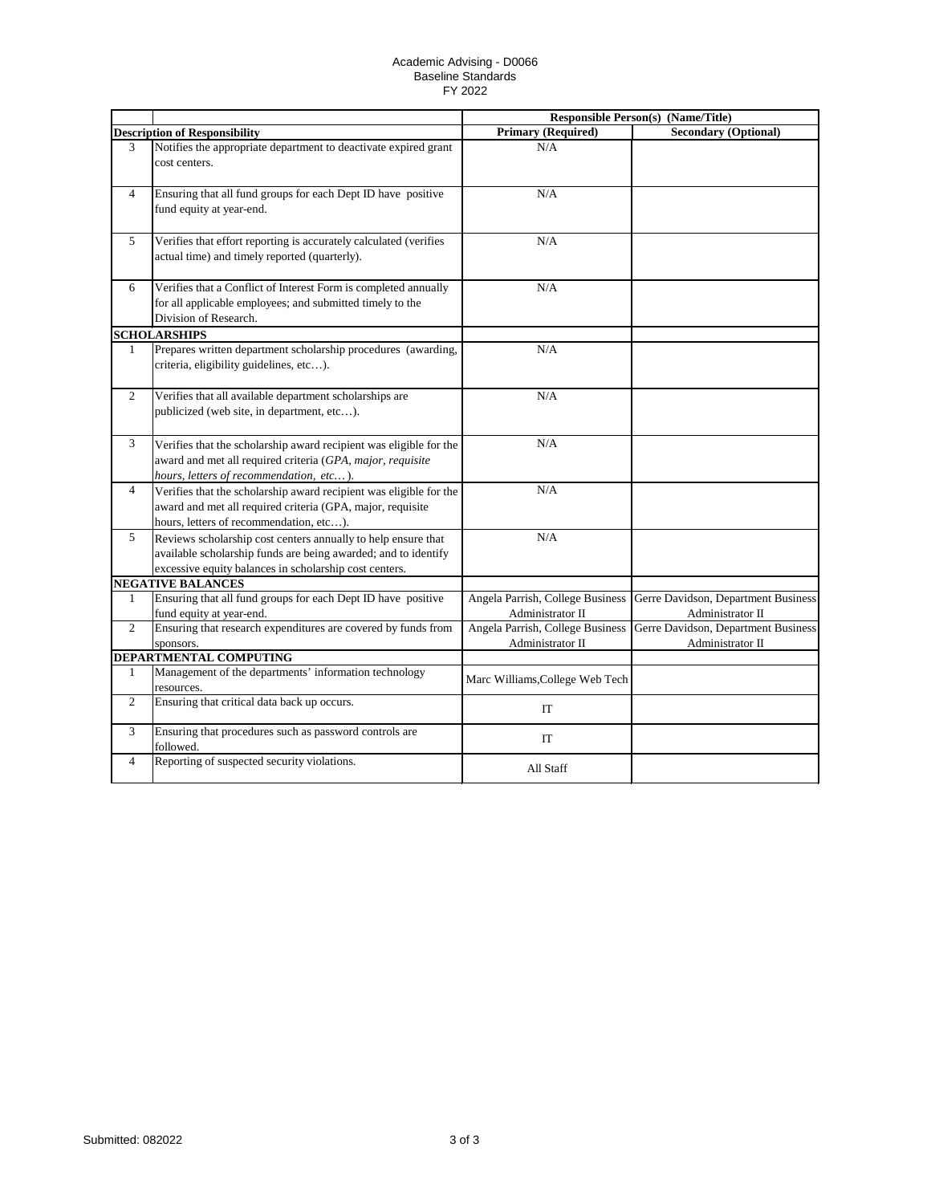Academic Advising - D0066
Baseline Standards
FY 2022

| | | Responsible Person(s) (Name/Title) | |
|---|---|---|---|
| **Description of Responsibility** | | **Primary (Required)** | **Secondary (Optional)** |
| 3 | Notifies the appropriate department to deactivate expired grant cost centers. | N/A | |
| 4 | Ensuring that all fund groups for each Dept ID have positive fund equity at year-end. | N/A | |
| 5 | Verifies that effort reporting is accurately calculated (verifies actual time) and timely reported (quarterly). | N/A | |
| 6 | Verifies that a Conflict of Interest Form is completed annually for all applicable employees; and submitted timely to the Division of Research. | N/A | |
| **SCHOLARSHIPS** | | | |
| 1 | Prepares written department scholarship procedures (awarding, criteria, eligibility guidelines, etc…). | N/A | |
| 2 | Verifies that all available department scholarships are publicized (web site, in department, etc…). | N/A | |
| 3 | Verifies that the scholarship award recipient was eligible for the award and met all required criteria (*GPA, major, requisite hours, letters of recommendation, etc…*). | N/A | |
| 4 | Verifies that the scholarship award recipient was eligible for the award and met all required criteria (GPA, major, requisite hours, letters of recommendation, etc…). | N/A | |
| 5 | Reviews scholarship cost centers annually to help ensure that available scholarship funds are being awarded; and to identify excessive equity balances in scholarship cost centers. | N/A | |
| **NEGATIVE BALANCES** | | | |
| 1 | Ensuring that all fund groups for each Dept ID have positive fund equity at year-end. | Angela Parrish, College Business Administrator II | Gerre Davidson, Department Business Administrator II |
| 2 | Ensuring that research expenditures are covered by funds from sponsors. | Angela Parrish, College Business Administrator II | Gerre Davidson, Department Business Administrator II |
| **DEPARTMENTAL COMPUTING** | | | |
| 1 | Management of the departments' information technology resources. | Marc Williams,College Web Tech | |
| 2 | Ensuring that critical data back up occurs. | IT | |
| 3 | Ensuring that procedures such as password controls are followed. | IT | |
| 4 | Reporting of suspected security violations. | All Staff | |

Submitted: 082022